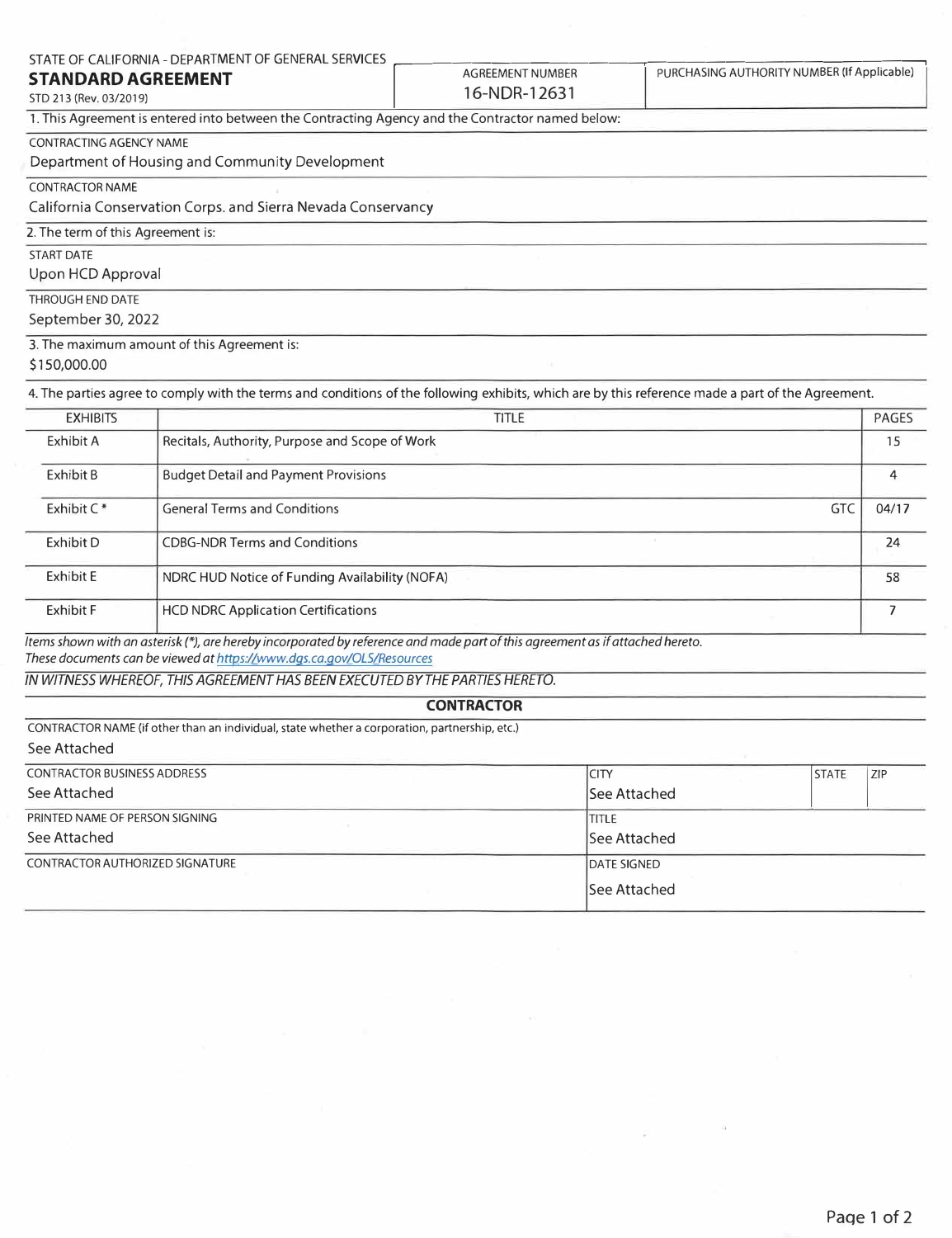STATE OF CALIFORNIA - DEPARTMENT OF GENERAL SERVICES

# STANDARD AGREEMENT

STD 213 (Rev. 03/2019)

| AGREEMENT NUMBER | PURCHASING AUTHORITY NUMBER (If Applicable) |
|---|---|
| 16-NDR-12631 | |

1. This Agreement is entered into between the Contracting Agency and the Contractor named below:

CONTRACTING AGENCY NAME
Department of Housing and Community Development

CONTRACTOR NAME
California Conservation Corps. and Sierra Nevada Conservancy

2. The term of this Agreement is:

START DATE
Upon HCD Approval

THROUGH END DATE
September 30, 2022

3. The maximum amount of this Agreement is:
$150,000.00

4. The parties agree to comply with the terms and conditions of the following exhibits, which are by this reference made a part of the Agreement.

| EXHIBITS | TITLE | | PAGES |
|---|---|---|---|
| Exhibit A | Recitals, Authority, Purpose and Scope of Work | | 15 |
| Exhibit B | Budget Detail and Payment Provisions | | 4 |
| Exhibit C * | General Terms and Conditions | GTC | 04/17 |
| Exhibit D | CDBG-NDR Terms and Conditions | | 24 |
| Exhibit E | NDRC HUD Notice of Funding Availability (NOFA) | | 58 |
| Exhibit F | HCD NDRC Application Certifications | | 7 |

*Items shown with an asterisk (*), are hereby incorporated by reference and made part of this agreement as if attached hereto.*
*These documents can be viewed at https://www.dgs.ca.gov/OLS/Resources*

*IN WITNESS WHEREOF, THIS AGREEMENT HAS BEEN EXECUTED BY THE PARTIES HERETO.*

## CONTRACTOR

CONTRACTOR NAME (if other than an individual, state whether a corporation, partnership, etc.)
See Attached

| CONTRACTOR BUSINESS ADDRESS | CITY | STATE | ZIP |
|---|---|---|---|
| See Attached | See Attached | | |

| PRINTED NAME OF PERSON SIGNING | TITLE |
|---|---|
| See Attached | See Attached |

| CONTRACTOR AUTHORIZED SIGNATURE | DATE SIGNED |
|---|---|
| | See Attached |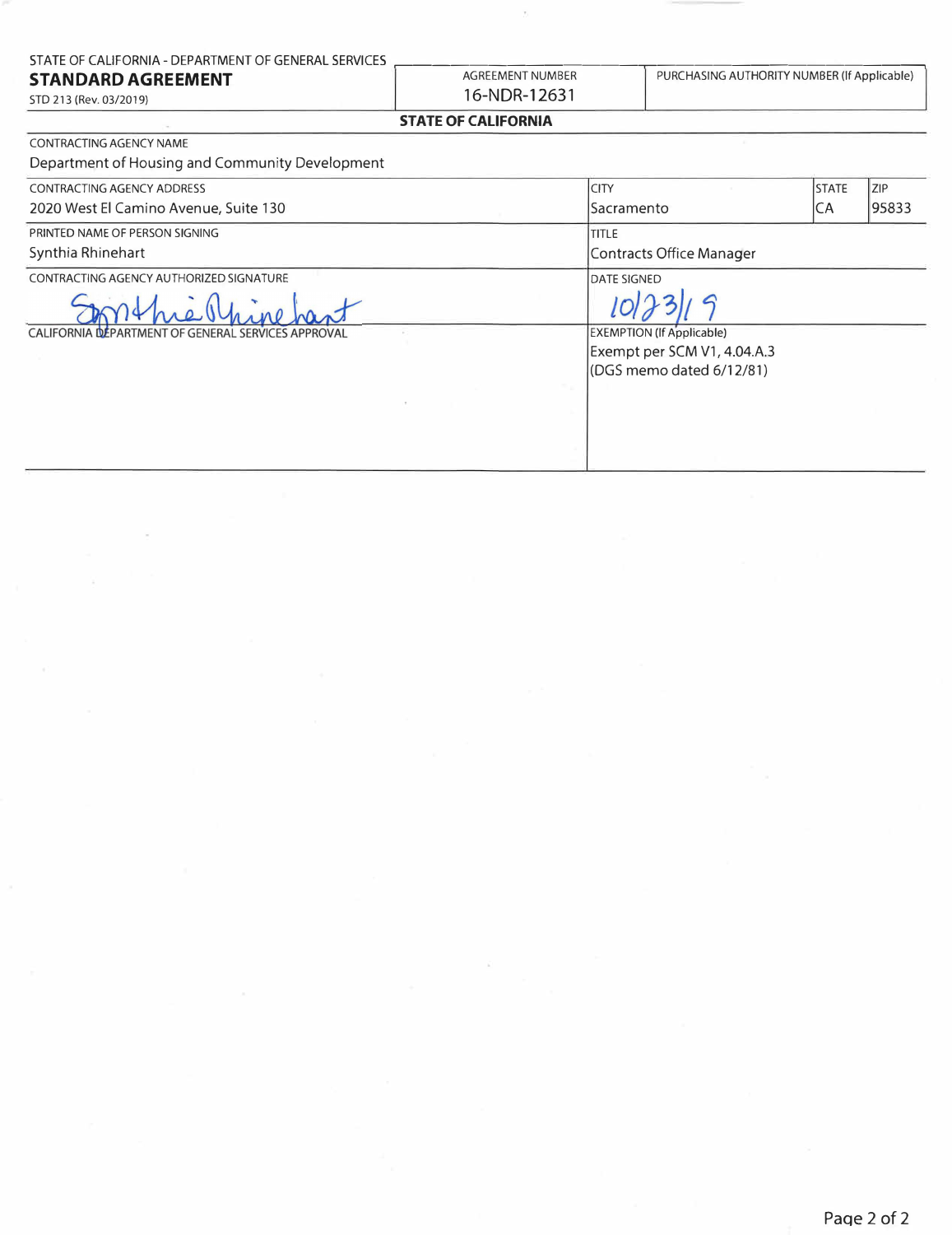STATE OF CALIFORNIA - DEPARTMENT OF GENERAL SERVICES

**STANDARD AGREEMENT**

STD 213 (Rev. 03/2019)

| AGREEMENT NUMBER | PURCHASING AUTHORITY NUMBER (If Applicable) |
| --- | --- |
| 16-NDR-12631 | |

**STATE OF CALIFORNIA**

| CONTRACTING AGENCY NAME | | | |
| --- | --- | --- | --- |
| Department of Housing and Community Development | | | |
| CONTRACTING AGENCY ADDRESS | CITY | STATE | ZIP |
| 2020 West El Camino Avenue, Suite 130 | Sacramento | CA | 95833 |
| PRINTED NAME OF PERSON SIGNING | TITLE | | |
| Synthia Rhinehart | Contracts Office Manager | | |
| CONTRACTING AGENCY AUTHORIZED SIGNATURE | DATE SIGNED | | |
| Synthia Rhinehart | 10/23/19 | | |
| CALIFORNIA DEPARTMENT OF GENERAL SERVICES APPROVAL | EXEMPTION (If Applicable) | | |
| | Exempt per SCM V1, 4.04.A.3 (DGS memo dated 6/12/81) | | |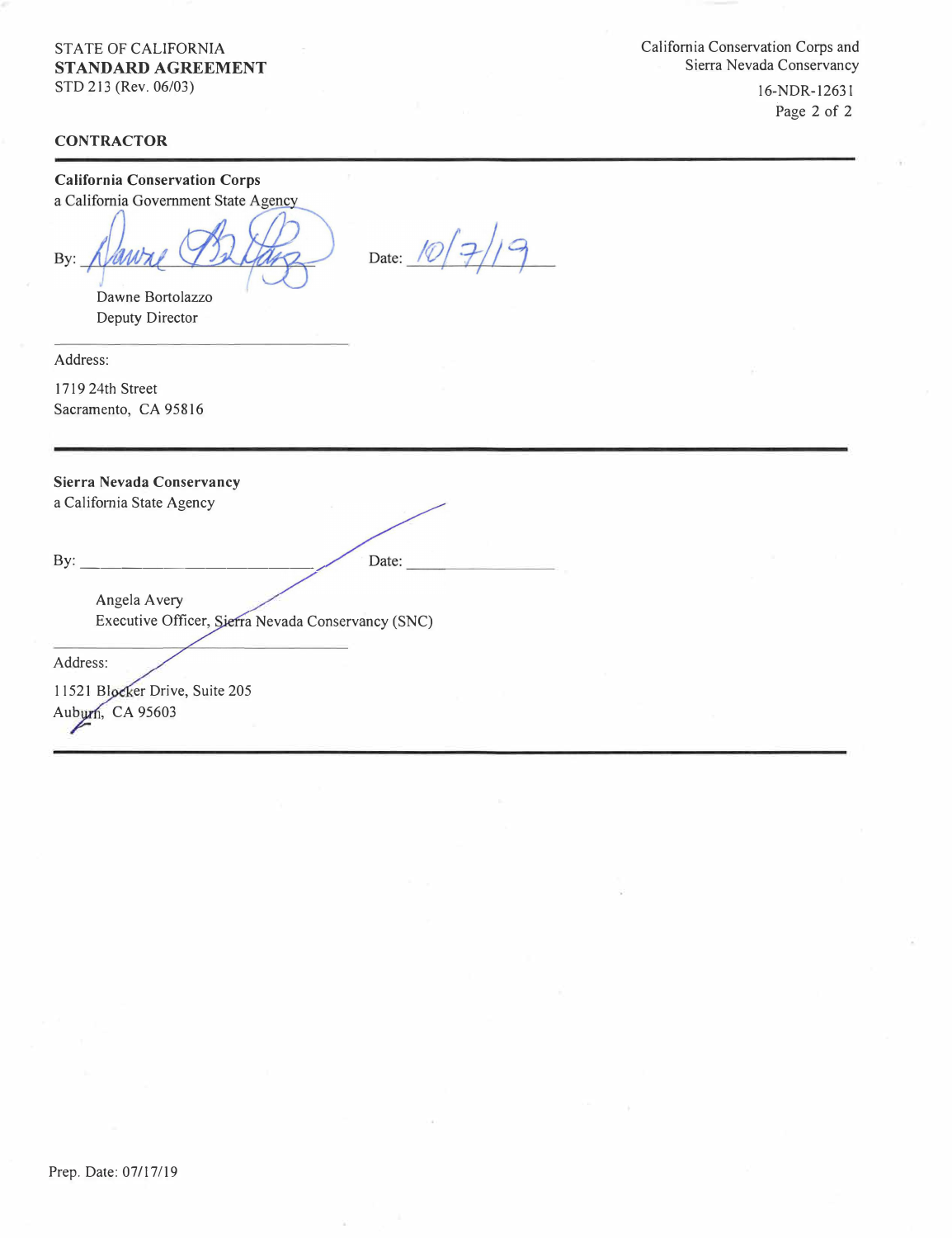STATE OF CALIFORNIA
**STANDARD AGREEMENT**
STD 213 (Rev. 06/03)

California Conservation Corps and
Sierra Nevada Conservancy

16-NDR-12631

**CONTRACTOR**

---

**California Conservation Corps**
a California Government State Agency

By: _______________________ Date: 10/7/19

Dawne Bortolazzo
Deputy Director

Address:

1719 24th Street
Sacramento, CA 95816

---

**Sierra Nevada Conservancy**
a California State Agency

By: _______________________ Date: ______________

Angela Avery
Executive Officer, Sierra Nevada Conservancy (SNC)

Address:

11521 Blocker Drive, Suite 205
Auburn, CA 95603

---

Prep. Date: 07/17/19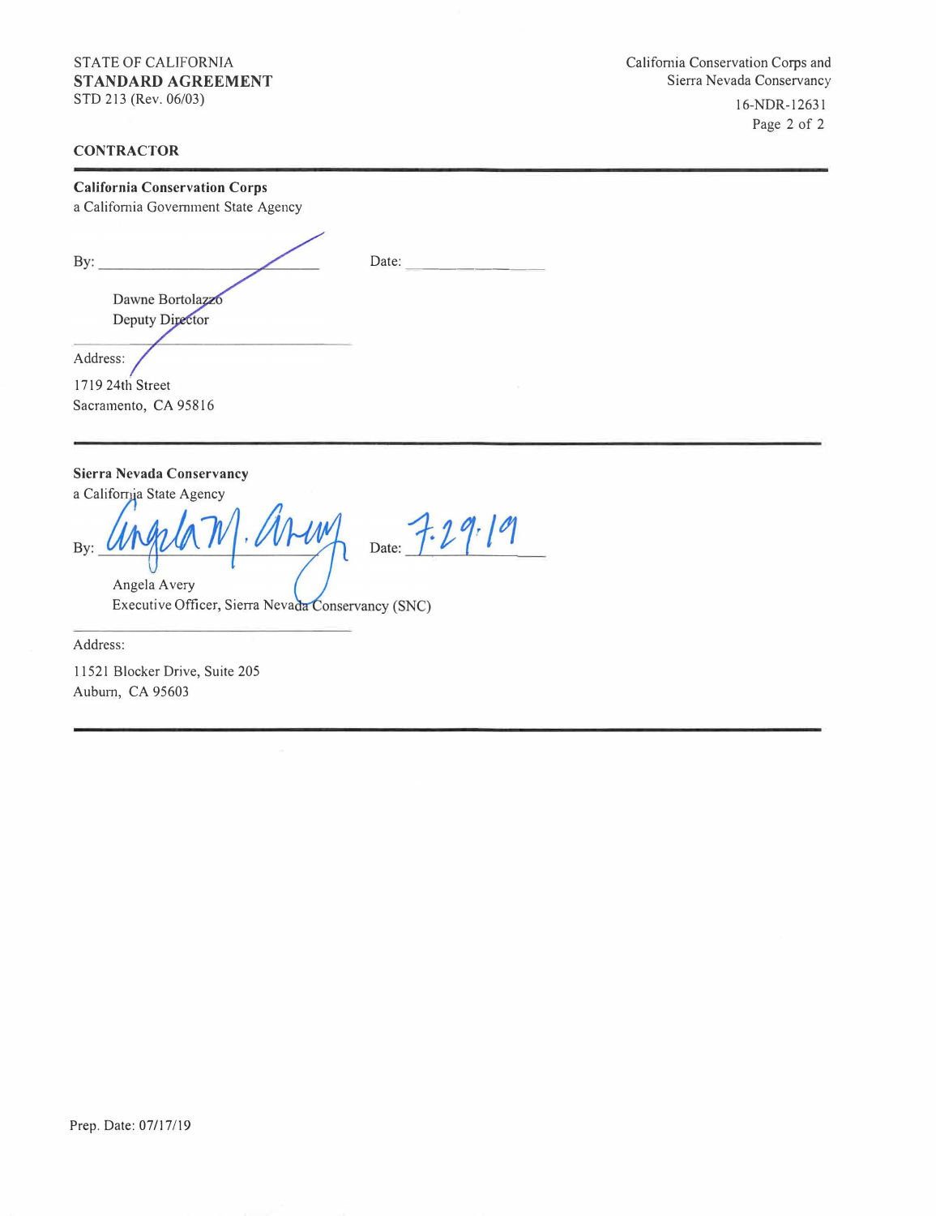STATE OF CALIFORNIA
**STANDARD AGREEMENT**
STD 213 (Rev. 06/03)

California Conservation Corps and
Sierra Nevada Conservancy

16-NDR-12631

**CONTRACTOR**

---

**California Conservation Corps**
a California Government State Agency

By: ______________________ Date: ______________

Dawne Bortolazzo
Deputy Director

Address:

1719 24th Street
Sacramento, CA 95816

---

**Sierra Nevada Conservancy**
a California State Agency

By: Angela M. Avery Date: 7.29.19

Angela Avery
Executive Officer, Sierra Nevada Conservancy (SNC)

Address:

11521 Blocker Drive, Suite 205
Auburn, CA 95603

---

Prep. Date: 07/17/19